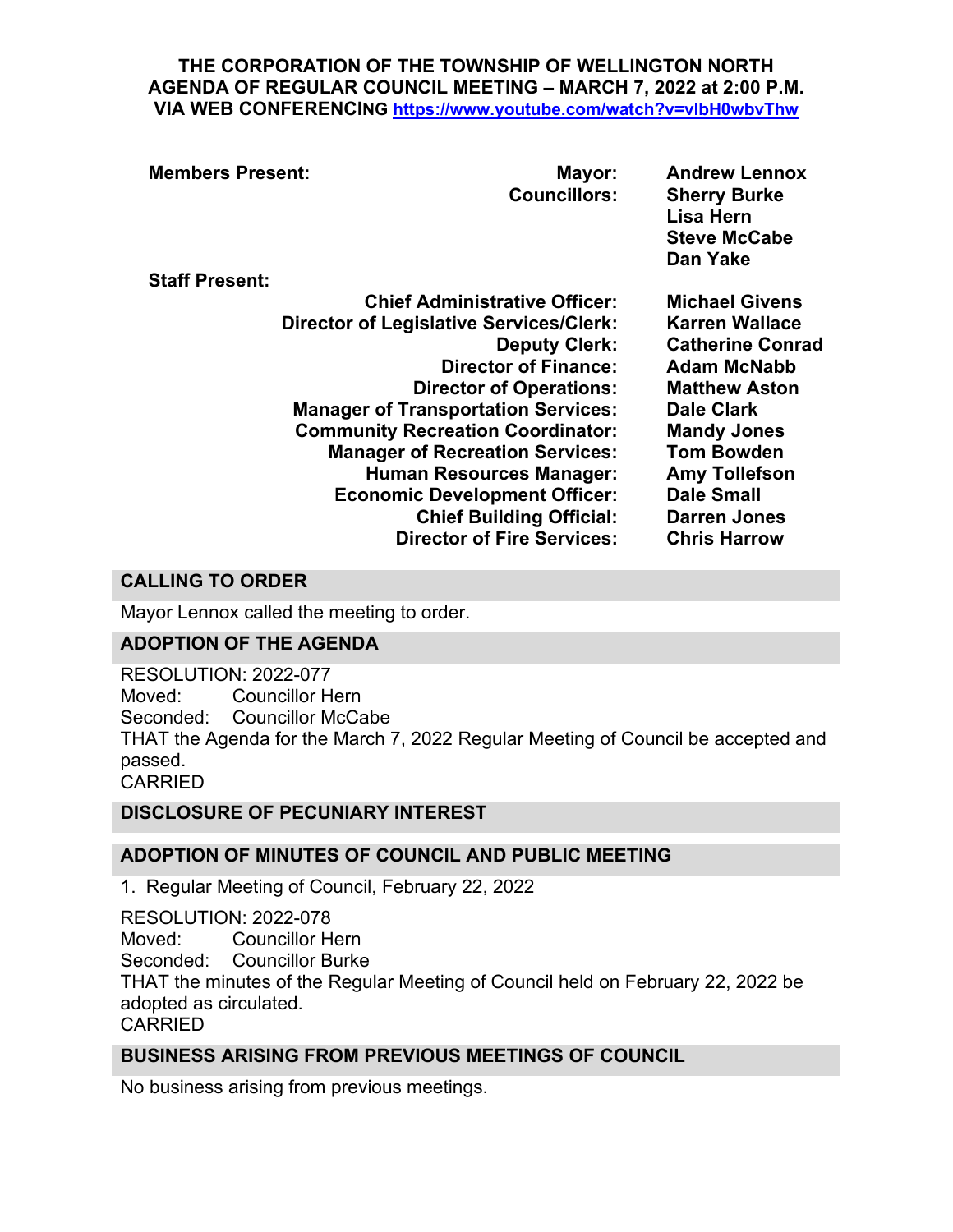**THE CORPORATION OF THE TOWNSHIP OF WELLINGTON NORTH**
**AGENDA OF REGULAR COUNCIL MEETING – MARCH 7, 2022 at 2:00 P.M.**
**VIA WEB CONFERENCING https://www.youtube.com/watch?v=vlbH0wbvThw**

| **Members Present:** | **Mayor:** | **Andrew Lennox** |
|---|---|---|
| | **Councillors:** | **Sherry Burke** |
| | | **Lisa Hern** |
| | | **Steve McCabe** |
| | | **Dan Yake** |
| **Staff Present:** | | |
| | **Chief Administrative Officer:** | **Michael Givens** |
| | **Director of Legislative Services/Clerk:** | **Karren Wallace** |
| | **Deputy Clerk:** | **Catherine Conrad** |
| | **Director of Finance:** | **Adam McNabb** |
| | **Director of Operations:** | **Matthew Aston** |
| | **Manager of Transportation Services:** | **Dale Clark** |
| | **Community Recreation Coordinator:** | **Mandy Jones** |
| | **Manager of Recreation Services:** | **Tom Bowden** |
| | **Human Resources Manager:** | **Amy Tollefson** |
| | **Economic Development Officer:** | **Dale Small** |
| | **Chief Building Official:** | **Darren Jones** |
| | **Director of Fire Services:** | **Chris Harrow** |

## CALLING TO ORDER

Mayor Lennox called the meeting to order.

## ADOPTION OF THE AGENDA

RESOLUTION: 2022-077
Moved: Councillor Hern
Seconded: Councillor McCabe
THAT the Agenda for the March 7, 2022 Regular Meeting of Council be accepted and passed.
CARRIED

## DISCLOSURE OF PECUNIARY INTEREST

## ADOPTION OF MINUTES OF COUNCIL AND PUBLIC MEETING

1. Regular Meeting of Council, February 22, 2022

RESOLUTION: 2022-078
Moved: Councillor Hern
Seconded: Councillor Burke
THAT the minutes of the Regular Meeting of Council held on February 22, 2022 be adopted as circulated.
CARRIED

## BUSINESS ARISING FROM PREVIOUS MEETINGS OF COUNCIL

No business arising from previous meetings.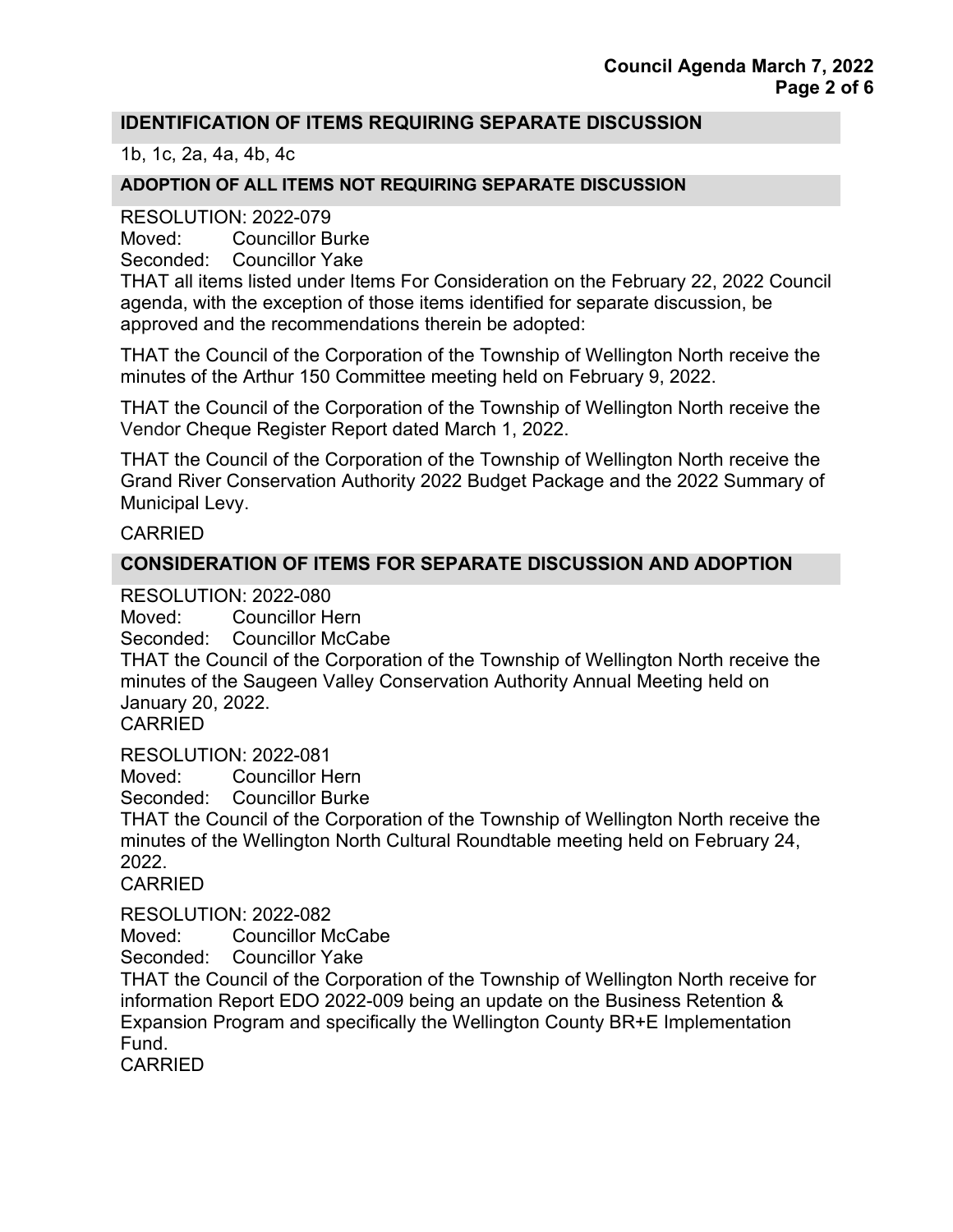## IDENTIFICATION OF ITEMS REQUIRING SEPARATE DISCUSSION

1b, 1c, 2a, 4a, 4b, 4c

## ADOPTION OF ALL ITEMS NOT REQUIRING SEPARATE DISCUSSION

RESOLUTION: 2022-079
Moved: Councillor Burke
Seconded: Councillor Yake

THAT all items listed under Items For Consideration on the February 22, 2022 Council agenda, with the exception of those items identified for separate discussion, be approved and the recommendations therein be adopted:

THAT the Council of the Corporation of the Township of Wellington North receive the minutes of the Arthur 150 Committee meeting held on February 9, 2022.

THAT the Council of the Corporation of the Township of Wellington North receive the Vendor Cheque Register Report dated March 1, 2022.

THAT the Council of the Corporation of the Township of Wellington North receive the Grand River Conservation Authority 2022 Budget Package and the 2022 Summary of Municipal Levy.

CARRIED

## CONSIDERATION OF ITEMS FOR SEPARATE DISCUSSION AND ADOPTION

RESOLUTION: 2022-080
Moved: Councillor Hern
Seconded: Councillor McCabe

THAT the Council of the Corporation of the Township of Wellington North receive the minutes of the Saugeen Valley Conservation Authority Annual Meeting held on January 20, 2022.

CARRIED

RESOLUTION: 2022-081
Moved: Councillor Hern
Seconded: Councillor Burke

THAT the Council of the Corporation of the Township of Wellington North receive the minutes of the Wellington North Cultural Roundtable meeting held on February 24, 2022.

CARRIED

RESOLUTION: 2022-082
Moved: Councillor McCabe
Seconded: Councillor Yake

THAT the Council of the Corporation of the Township of Wellington North receive for information Report EDO 2022-009 being an update on the Business Retention & Expansion Program and specifically the Wellington County BR+E Implementation Fund.

CARRIED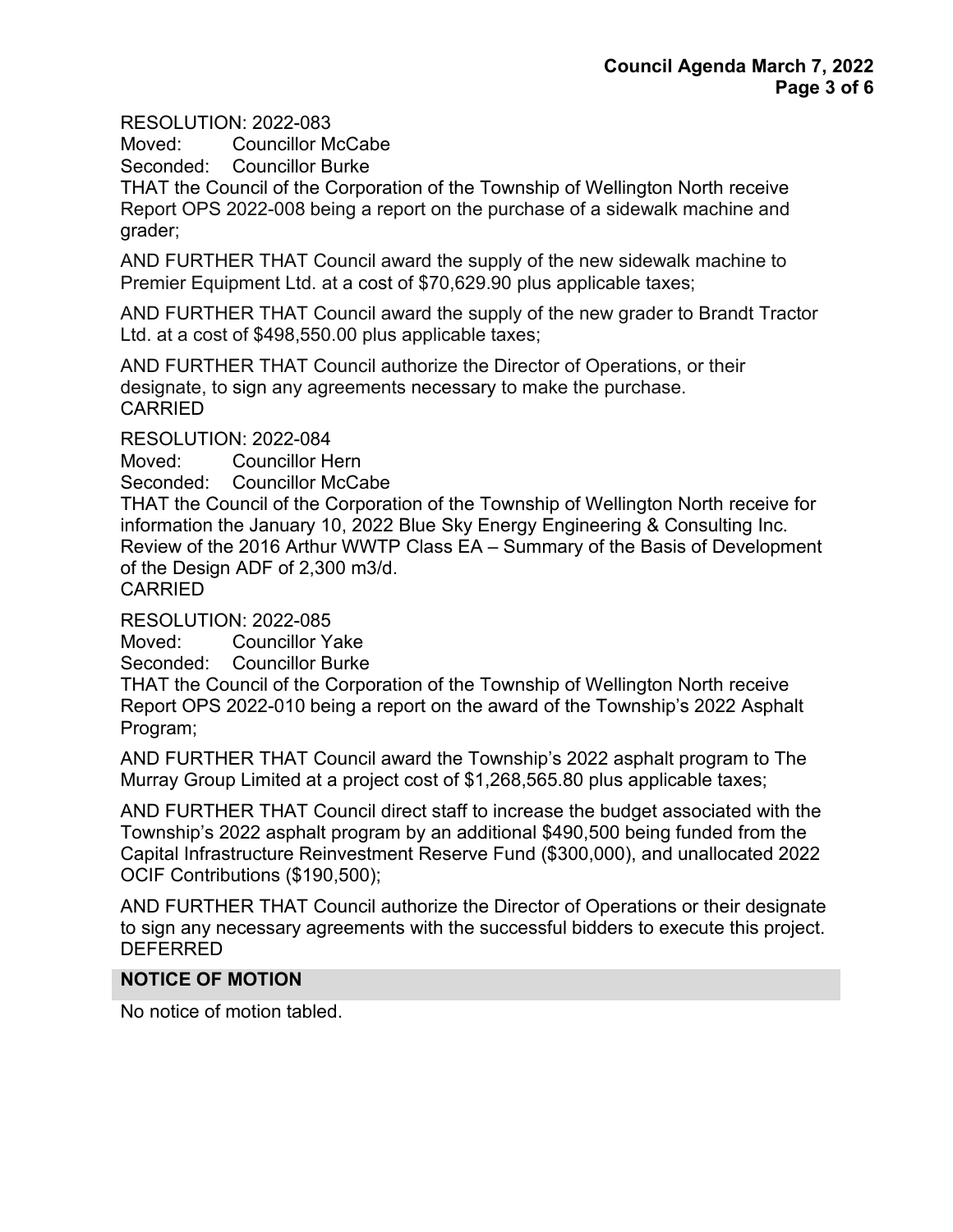RESOLUTION: 2022-083
Moved: Councillor McCabe
Seconded: Councillor Burke
THAT the Council of the Corporation of the Township of Wellington North receive Report OPS 2022-008 being a report on the purchase of a sidewalk machine and grader;

AND FURTHER THAT Council award the supply of the new sidewalk machine to Premier Equipment Ltd. at a cost of $70,629.90 plus applicable taxes;

AND FURTHER THAT Council award the supply of the new grader to Brandt Tractor Ltd. at a cost of $498,550.00 plus applicable taxes;

AND FURTHER THAT Council authorize the Director of Operations, or their designate, to sign any agreements necessary to make the purchase.
CARRIED

RESOLUTION: 2022-084
Moved: Councillor Hern
Seconded: Councillor McCabe
THAT the Council of the Corporation of the Township of Wellington North receive for information the January 10, 2022 Blue Sky Energy Engineering & Consulting Inc. Review of the 2016 Arthur WWTP Class EA – Summary of the Basis of Development of the Design ADF of 2,300 m3/d.
CARRIED

RESOLUTION: 2022-085
Moved: Councillor Yake
Seconded: Councillor Burke
THAT the Council of the Corporation of the Township of Wellington North receive Report OPS 2022-010 being a report on the award of the Township's 2022 Asphalt Program;

AND FURTHER THAT Council award the Township's 2022 asphalt program to The Murray Group Limited at a project cost of $1,268,565.80 plus applicable taxes;

AND FURTHER THAT Council direct staff to increase the budget associated with the Township's 2022 asphalt program by an additional $490,500 being funded from the Capital Infrastructure Reinvestment Reserve Fund ($300,000), and unallocated 2022 OCIF Contributions ($190,500);

AND FURTHER THAT Council authorize the Director of Operations or their designate to sign any necessary agreements with the successful bidders to execute this project.
DEFERRED

## NOTICE OF MOTION

No notice of motion tabled.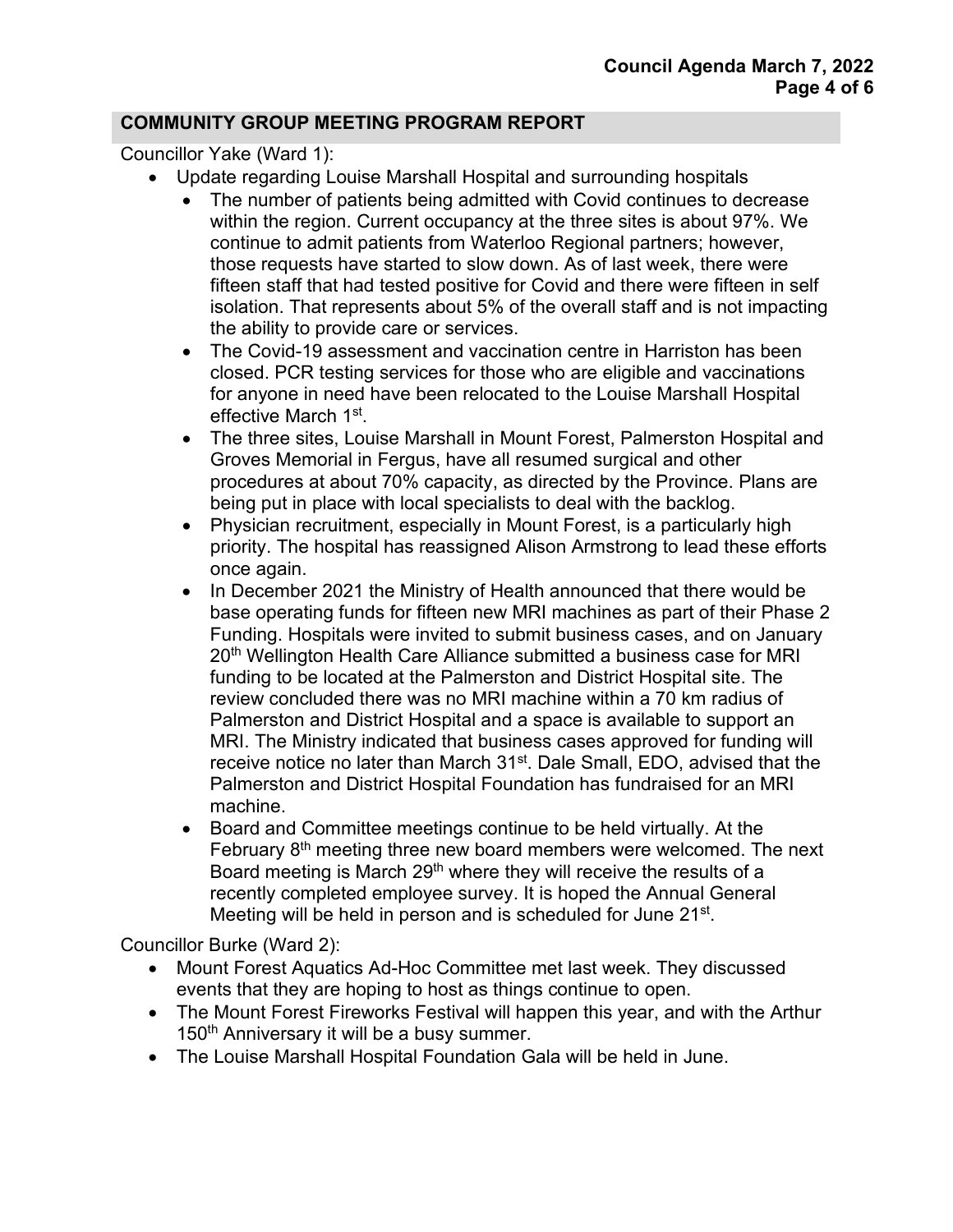## COMMUNITY GROUP MEETING PROGRAM REPORT

Councillor Yake (Ward 1):

- Update regarding Louise Marshall Hospital and surrounding hospitals
  - The number of patients being admitted with Covid continues to decrease within the region. Current occupancy at the three sites is about 97%. We continue to admit patients from Waterloo Regional partners; however, those requests have started to slow down. As of last week, there were fifteen staff that had tested positive for Covid and there were fifteen in self isolation. That represents about 5% of the overall staff and is not impacting the ability to provide care or services.
  - The Covid-19 assessment and vaccination centre in Harriston has been closed. PCR testing services for those who are eligible and vaccinations for anyone in need have been relocated to the Louise Marshall Hospital effective March 1st.
  - The three sites, Louise Marshall in Mount Forest, Palmerston Hospital and Groves Memorial in Fergus, have all resumed surgical and other procedures at about 70% capacity, as directed by the Province. Plans are being put in place with local specialists to deal with the backlog.
  - Physician recruitment, especially in Mount Forest, is a particularly high priority. The hospital has reassigned Alison Armstrong to lead these efforts once again.
  - In December 2021 the Ministry of Health announced that there would be base operating funds for fifteen new MRI machines as part of their Phase 2 Funding. Hospitals were invited to submit business cases, and on January 20th Wellington Health Care Alliance submitted a business case for MRI funding to be located at the Palmerston and District Hospital site. The review concluded there was no MRI machine within a 70 km radius of Palmerston and District Hospital and a space is available to support an MRI. The Ministry indicated that business cases approved for funding will receive notice no later than March 31st. Dale Small, EDO, advised that the Palmerston and District Hospital Foundation has fundraised for an MRI machine.
  - Board and Committee meetings continue to be held virtually. At the February 8th meeting three new board members were welcomed. The next Board meeting is March 29th where they will receive the results of a recently completed employee survey. It is hoped the Annual General Meeting will be held in person and is scheduled for June 21st.

Councillor Burke (Ward 2):

- Mount Forest Aquatics Ad-Hoc Committee met last week. They discussed events that they are hoping to host as things continue to open.
- The Mount Forest Fireworks Festival will happen this year, and with the Arthur 150th Anniversary it will be a busy summer.
- The Louise Marshall Hospital Foundation Gala will be held in June.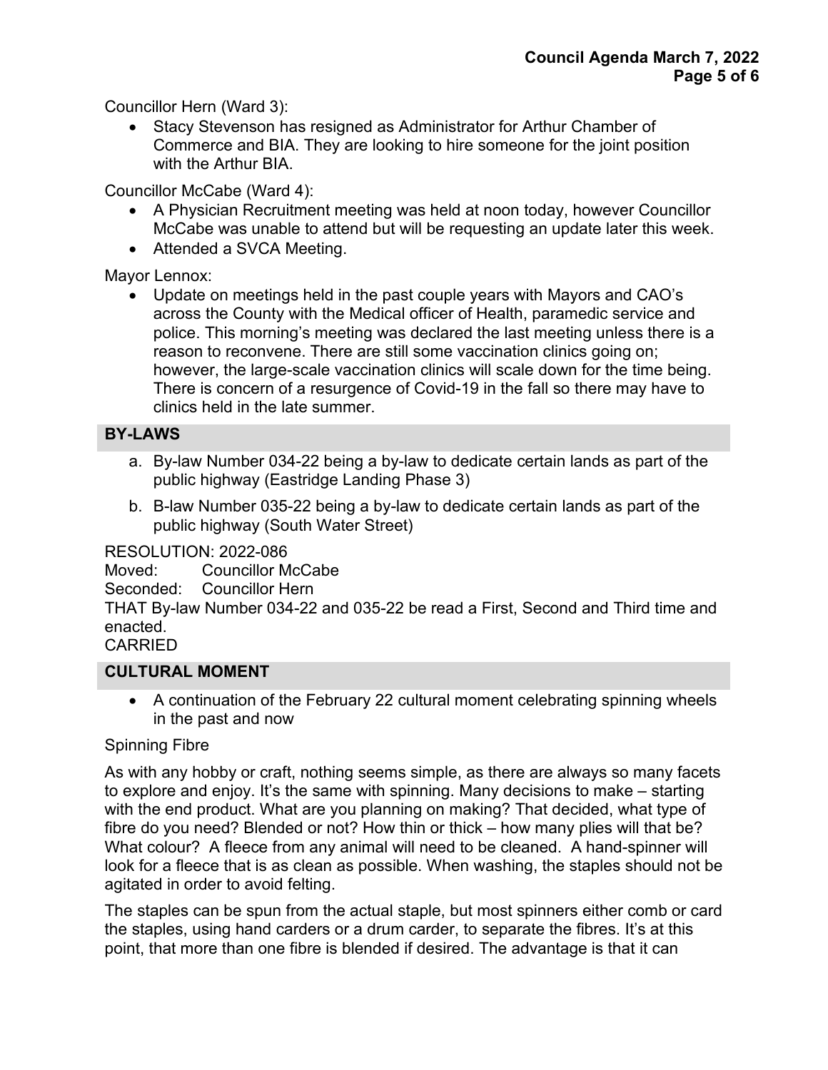Councillor Hern (Ward 3):

- Stacy Stevenson has resigned as Administrator for Arthur Chamber of Commerce and BIA. They are looking to hire someone for the joint position with the Arthur BIA.

Councillor McCabe (Ward 4):

- A Physician Recruitment meeting was held at noon today, however Councillor McCabe was unable to attend but will be requesting an update later this week.
- Attended a SVCA Meeting.

Mayor Lennox:

- Update on meetings held in the past couple years with Mayors and CAO's across the County with the Medical officer of Health, paramedic service and police. This morning's meeting was declared the last meeting unless there is a reason to reconvene. There are still some vaccination clinics going on; however, the large-scale vaccination clinics will scale down for the time being. There is concern of a resurgence of Covid-19 in the fall so there may have to clinics held in the late summer.

## BY-LAWS

a. By-law Number 034-22 being a by-law to dedicate certain lands as part of the public highway (Eastridge Landing Phase 3)

b. B-law Number 035-22 being a by-law to dedicate certain lands as part of the public highway (South Water Street)

RESOLUTION: 2022-086
Moved: Councillor McCabe
Seconded: Councillor Hern
THAT By-law Number 034-22 and 035-22 be read a First, Second and Third time and enacted.
CARRIED

## CULTURAL MOMENT

- A continuation of the February 22 cultural moment celebrating spinning wheels in the past and now

Spinning Fibre

As with any hobby or craft, nothing seems simple, as there are always so many facets to explore and enjoy. It's the same with spinning. Many decisions to make – starting with the end product. What are you planning on making? That decided, what type of fibre do you need? Blended or not? How thin or thick – how many plies will that be? What colour? A fleece from any animal will need to be cleaned. A hand-spinner will look for a fleece that is as clean as possible. When washing, the staples should not be agitated in order to avoid felting.

The staples can be spun from the actual staple, but most spinners either comb or card the staples, using hand carders or a drum carder, to separate the fibres. It's at this point, that more than one fibre is blended if desired. The advantage is that it can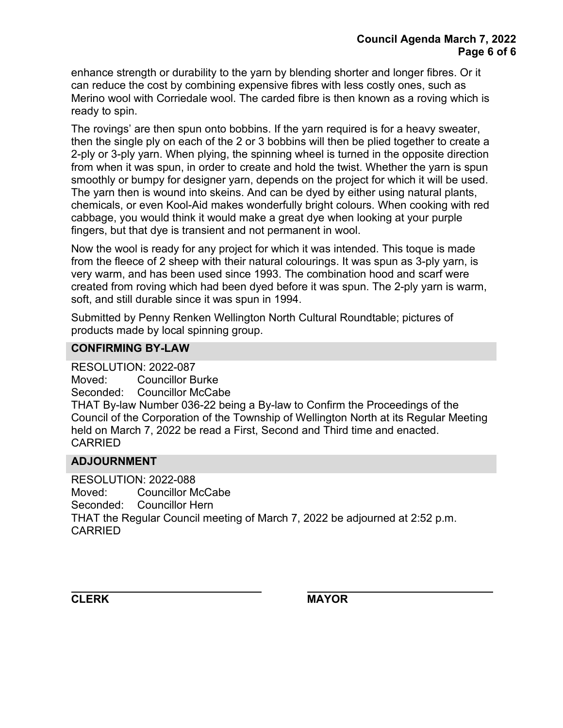enhance strength or durability to the yarn by blending shorter and longer fibres. Or it can reduce the cost by combining expensive fibres with less costly ones, such as Merino wool with Corriedale wool. The carded fibre is then known as a roving which is ready to spin.

The rovings' are then spun onto bobbins. If the yarn required is for a heavy sweater, then the single ply on each of the 2 or 3 bobbins will then be plied together to create a 2-ply or 3-ply yarn. When plying, the spinning wheel is turned in the opposite direction from when it was spun, in order to create and hold the twist. Whether the yarn is spun smoothly or bumpy for designer yarn, depends on the project for which it will be used. The yarn then is wound into skeins. And can be dyed by either using natural plants, chemicals, or even Kool-Aid makes wonderfully bright colours. When cooking with red cabbage, you would think it would make a great dye when looking at your purple fingers, but that dye is transient and not permanent in wool.

Now the wool is ready for any project for which it was intended. This toque is made from the fleece of 2 sheep with their natural colourings. It was spun as 3-ply yarn, is very warm, and has been used since 1993. The combination hood and scarf were created from roving which had been dyed before it was spun. The 2-ply yarn is warm, soft, and still durable since it was spun in 1994.

Submitted by Penny Renken Wellington North Cultural Roundtable; pictures of products made by local spinning group.

## CONFIRMING BY-LAW

RESOLUTION: 2022-087
Moved: Councillor Burke
Seconded: Councillor McCabe
THAT By-law Number 036-22 being a By-law to Confirm the Proceedings of the Council of the Corporation of the Township of Wellington North at its Regular Meeting held on March 7, 2022 be read a First, Second and Third time and enacted.
CARRIED

## ADJOURNMENT

RESOLUTION: 2022-088
Moved: Councillor McCabe
Seconded: Councillor Hern
THAT the Regular Council meeting of March 7, 2022 be adjourned at 2:52 p.m.
CARRIED

**CLERK** **MAYOR**